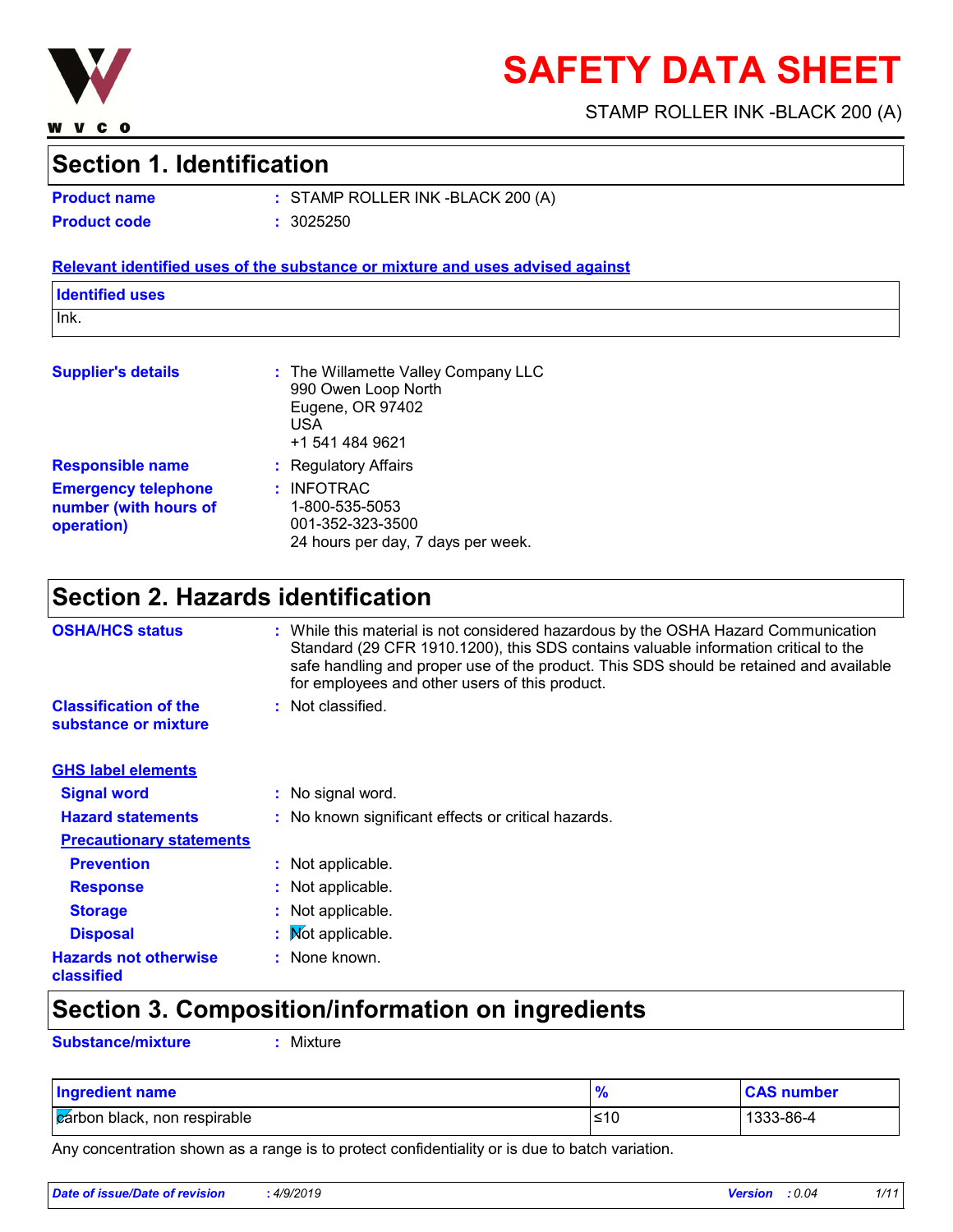WVCO

# SAFETY DATA SHEET

STAMP ROLLER INK -BLACK 200 (A)

## Section 1. Identification

**Product name** : STAMP ROLLER INK -BLACK 200 (A)

**Product code** : 3025250

**Relevant identified uses of the substance or mixture and uses advised against**

| Identified uses |
| --- |
| Ink. |

**Supplier's details** : The Willamette Valley Company LLC
990 Owen Loop North
Eugene, OR 97402
USA
+1 541 484 9621

**Responsible name** : Regulatory Affairs

**Emergency telephone number (with hours of operation)** : INFOTRAC
1-800-535-5053
001-352-323-3500
24 hours per day, 7 days per week.

## Section 2. Hazards identification

**OSHA/HCS status** : While this material is not considered hazardous by the OSHA Hazard Communication Standard (29 CFR 1910.1200), this SDS contains valuable information critical to the safe handling and proper use of the product. This SDS should be retained and available for employees and other users of this product.

**Classification of the substance or mixture** : Not classified.

**GHS label elements**

**Signal word** : No signal word.

**Hazard statements** : No known significant effects or critical hazards.

**Precautionary statements**

**Prevention** : Not applicable.

**Response** : Not applicable.

**Storage** : Not applicable.

**Disposal** : Not applicable.

**Hazards not otherwise classified** : None known.

## Section 3. Composition/information on ingredients

**Substance/mixture** : Mixture

| Ingredient name | % | CAS number |
| --- | --- | --- |
| carbon black, non respirable | ≤10 | 1333-86-4 |

Any concentration shown as a range is to protect confidentiality or is due to batch variation.

*Date of issue/Date of revision : 4/9/2019* *Version : 0.04*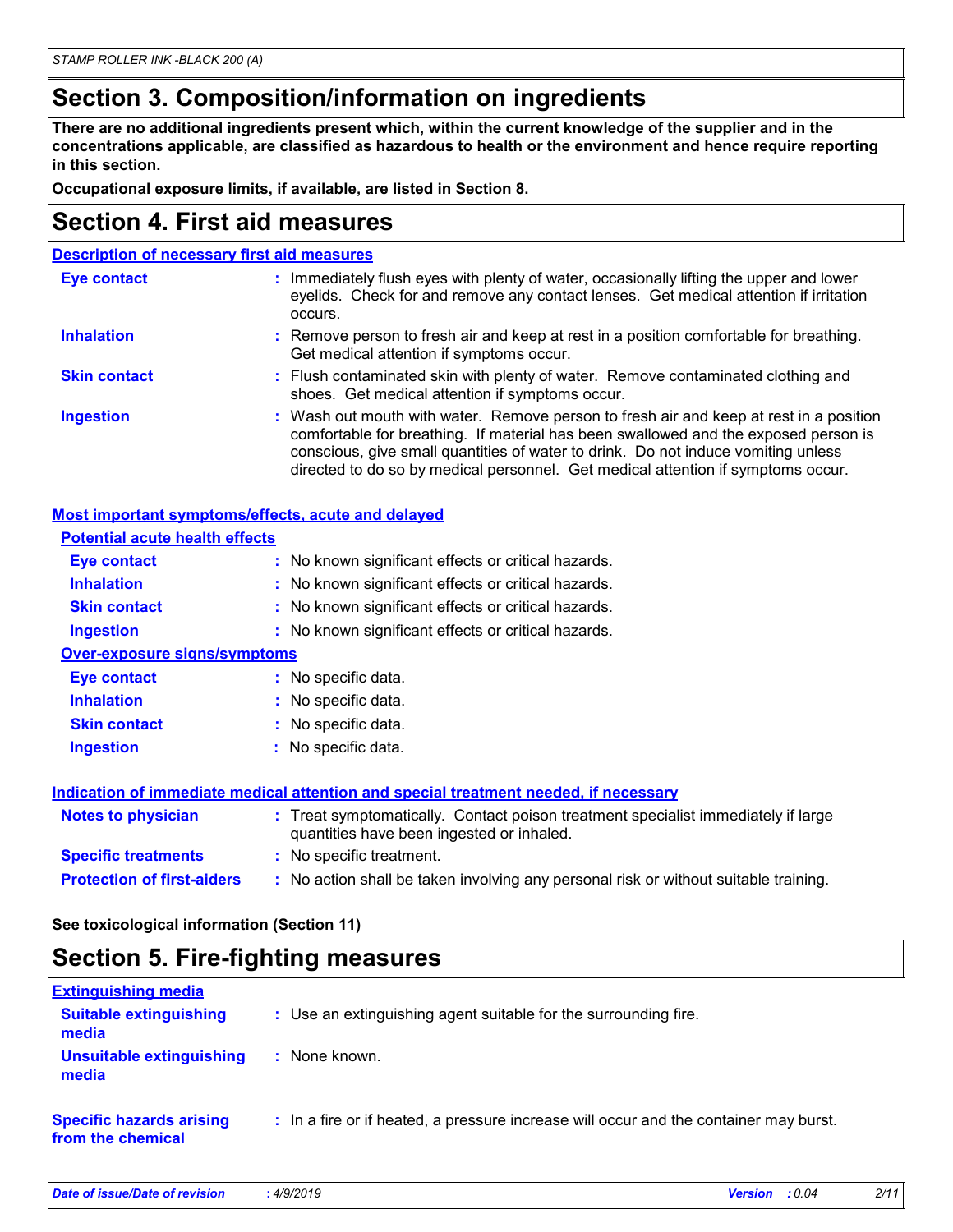# Section 3. Composition/information on ingredients

**There are no additional ingredients present which, within the current knowledge of the supplier and in the concentrations applicable, are classified as hazardous to health or the environment and hence require reporting in this section.**

**Occupational exposure limits, if available, are listed in Section 8.**

# Section 4. First aid measures

### Description of necessary first aid measures

**Eye contact** : Immediately flush eyes with plenty of water, occasionally lifting the upper and lower eyelids. Check for and remove any contact lenses. Get medical attention if irritation occurs.

**Inhalation** : Remove person to fresh air and keep at rest in a position comfortable for breathing. Get medical attention if symptoms occur.

**Skin contact** : Flush contaminated skin with plenty of water. Remove contaminated clothing and shoes. Get medical attention if symptoms occur.

**Ingestion** : Wash out mouth with water. Remove person to fresh air and keep at rest in a position comfortable for breathing. If material has been swallowed and the exposed person is conscious, give small quantities of water to drink. Do not induce vomiting unless directed to do so by medical personnel. Get medical attention if symptoms occur.

### Most important symptoms/effects, acute and delayed

#### Potential acute health effects

**Eye contact** : No known significant effects or critical hazards.

**Inhalation** : No known significant effects or critical hazards.

**Skin contact** : No known significant effects or critical hazards.

**Ingestion** : No known significant effects or critical hazards.

#### Over-exposure signs/symptoms

**Eye contact** : No specific data.

**Inhalation** : No specific data.

**Skin contact** : No specific data.

**Ingestion** : No specific data.

### Indication of immediate medical attention and special treatment needed, if necessary

**Notes to physician** : Treat symptomatically. Contact poison treatment specialist immediately if large quantities have been ingested or inhaled.

**Specific treatments** : No specific treatment.

**Protection of first-aiders** : No action shall be taken involving any personal risk or without suitable training.

**See toxicological information (Section 11)**

# Section 5. Fire-fighting measures

### Extinguishing media

**Suitable extinguishing media** : Use an extinguishing agent suitable for the surrounding fire.

**Unsuitable extinguishing media** : None known.

**Specific hazards arising from the chemical** : In a fire or if heated, a pressure increase will occur and the container may burst.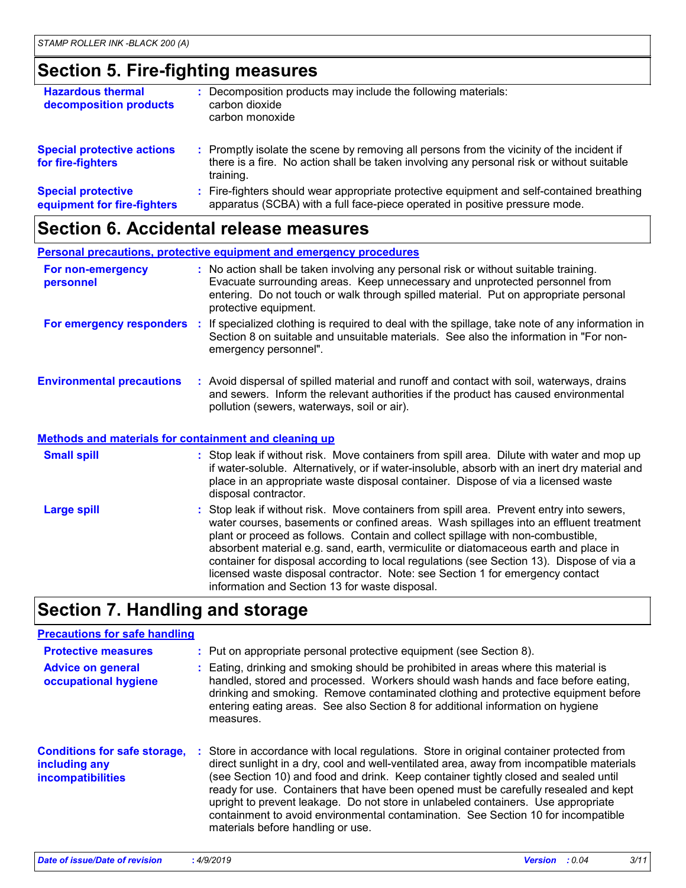## Section 5. Fire-fighting measures

| | |
|---|---|
| **Hazardous thermal decomposition products** | Decomposition products may include the following materials: carbon dioxide carbon monoxide |
| **Special protective actions for fire-fighters** | Promptly isolate the scene by removing all persons from the vicinity of the incident if there is a fire. No action shall be taken involving any personal risk or without suitable training. |
| **Special protective equipment for fire-fighters** | Fire-fighters should wear appropriate protective equipment and self-contained breathing apparatus (SCBA) with a full face-piece operated in positive pressure mode. |

## Section 6. Accidental release measures

### Personal precautions, protective equipment and emergency procedures

| | |
|---|---|
| **For non-emergency personnel** | No action shall be taken involving any personal risk or without suitable training. Evacuate surrounding areas. Keep unnecessary and unprotected personnel from entering. Do not touch or walk through spilled material. Put on appropriate personal protective equipment. |
| **For emergency responders** | If specialized clothing is required to deal with the spillage, take note of any information in Section 8 on suitable and unsuitable materials. See also the information in "For non-emergency personnel". |
| **Environmental precautions** | Avoid dispersal of spilled material and runoff and contact with soil, waterways, drains and sewers. Inform the relevant authorities if the product has caused environmental pollution (sewers, waterways, soil or air). |

### Methods and materials for containment and cleaning up

| | |
|---|---|
| **Small spill** | Stop leak if without risk. Move containers from spill area. Dilute with water and mop up if water-soluble. Alternatively, or if water-insoluble, absorb with an inert dry material and place in an appropriate waste disposal container. Dispose of via a licensed waste disposal contractor. |
| **Large spill** | Stop leak if without risk. Move containers from spill area. Prevent entry into sewers, water courses, basements or confined areas. Wash spillages into an effluent treatment plant or proceed as follows. Contain and collect spillage with non-combustible, absorbent material e.g. sand, earth, vermiculite or diatomaceous earth and place in container for disposal according to local regulations (see Section 13). Dispose of via a licensed waste disposal contractor. Note: see Section 1 for emergency contact information and Section 13 for waste disposal. |

## Section 7. Handling and storage

### Precautions for safe handling

| | |
|---|---|
| **Protective measures** | Put on appropriate personal protective equipment (see Section 8). |
| **Advice on general occupational hygiene** | Eating, drinking and smoking should be prohibited in areas where this material is handled, stored and processed. Workers should wash hands and face before eating, drinking and smoking. Remove contaminated clothing and protective equipment before entering eating areas. See also Section 8 for additional information on hygiene measures. |
| **Conditions for safe storage, including any incompatibilities** | Store in accordance with local regulations. Store in original container protected from direct sunlight in a dry, cool and well-ventilated area, away from incompatible materials (see Section 10) and food and drink. Keep container tightly closed and sealed until ready for use. Containers that have been opened must be carefully resealed and kept upright to prevent leakage. Do not store in unlabeled containers. Use appropriate containment to avoid environmental contamination. See Section 10 for incompatible materials before handling or use. |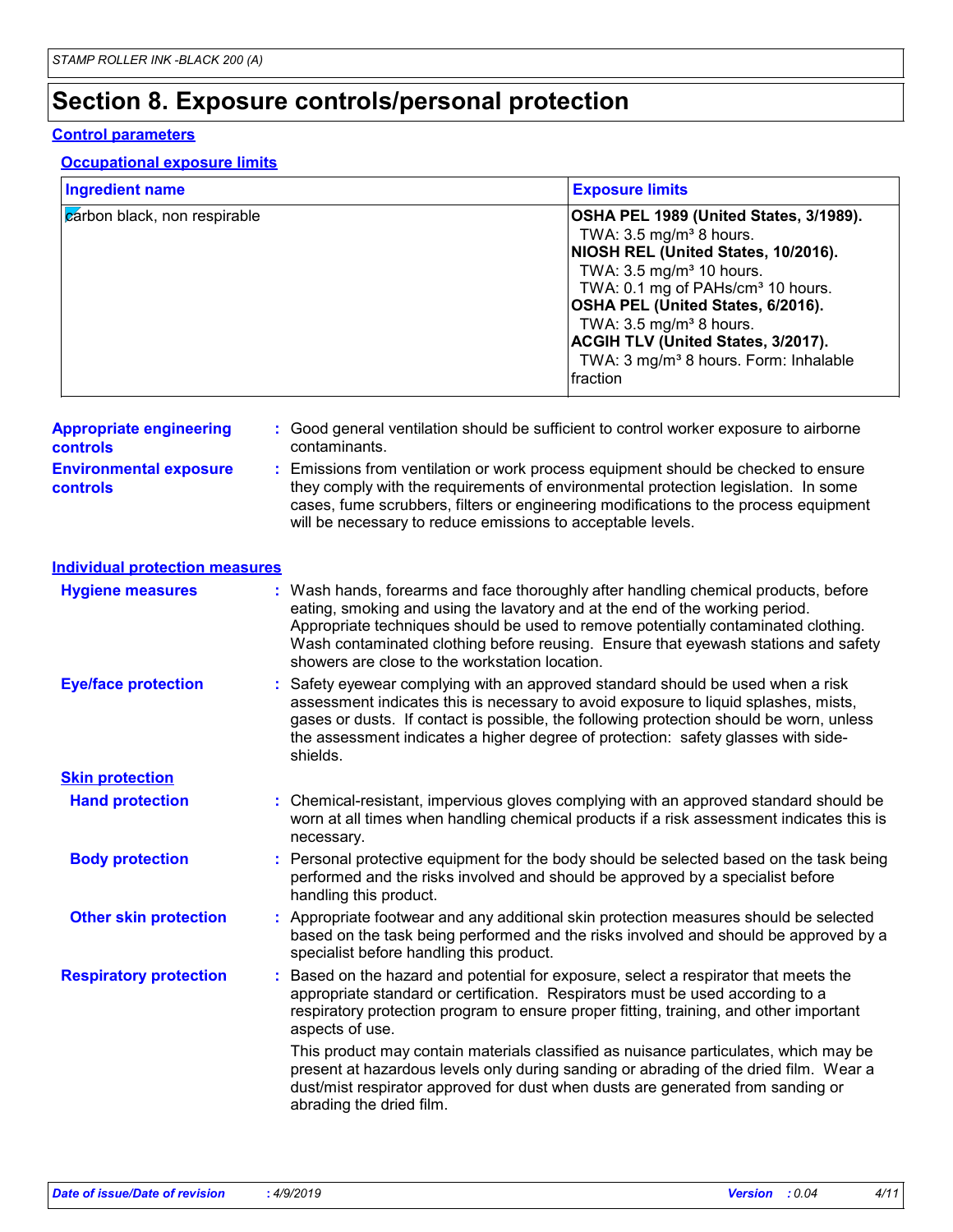# Section 8. Exposure controls/personal protection

## Control parameters

### Occupational exposure limits

| Ingredient name | Exposure limits |
|---|---|
| carbon black, non respirable | **OSHA PEL 1989 (United States, 3/1989).**<br>TWA: 3.5 mg/m³ 8 hours.<br>**NIOSH REL (United States, 10/2016).**<br>TWA: 3.5 mg/m³ 10 hours.<br>TWA: 0.1 mg of PAHs/cm³ 10 hours.<br>**OSHA PEL (United States, 6/2016).**<br>TWA: 3.5 mg/m³ 8 hours.<br>**ACGIH TLV (United States, 3/2017).**<br>TWA: 3 mg/m³ 8 hours. Form: Inhalable fraction |

**Appropriate engineering controls** : Good general ventilation should be sufficient to control worker exposure to airborne contaminants.

**Environmental exposure controls** : Emissions from ventilation or work process equipment should be checked to ensure they comply with the requirements of environmental protection legislation. In some cases, fume scrubbers, filters or engineering modifications to the process equipment will be necessary to reduce emissions to acceptable levels.

## Individual protection measures

**Hygiene measures** : Wash hands, forearms and face thoroughly after handling chemical products, before eating, smoking and using the lavatory and at the end of the working period. Appropriate techniques should be used to remove potentially contaminated clothing. Wash contaminated clothing before reusing. Ensure that eyewash stations and safety showers are close to the workstation location.

**Eye/face protection** : Safety eyewear complying with an approved standard should be used when a risk assessment indicates this is necessary to avoid exposure to liquid splashes, mists, gases or dusts. If contact is possible, the following protection should be worn, unless the assessment indicates a higher degree of protection: safety glasses with side-shields.

### Skin protection

**Hand protection** : Chemical-resistant, impervious gloves complying with an approved standard should be worn at all times when handling chemical products if a risk assessment indicates this is necessary.

**Body protection** : Personal protective equipment for the body should be selected based on the task being performed and the risks involved and should be approved by a specialist before handling this product.

**Other skin protection** : Appropriate footwear and any additional skin protection measures should be selected based on the task being performed and the risks involved and should be approved by a specialist before handling this product.

**Respiratory protection** : Based on the hazard and potential for exposure, select a respirator that meets the appropriate standard or certification. Respirators must be used according to a respiratory protection program to ensure proper fitting, training, and other important aspects of use.

This product may contain materials classified as nuisance particulates, which may be present at hazardous levels only during sanding or abrading of the dried film. Wear a dust/mist respirator approved for dust when dusts are generated from sanding or abrading the dried film.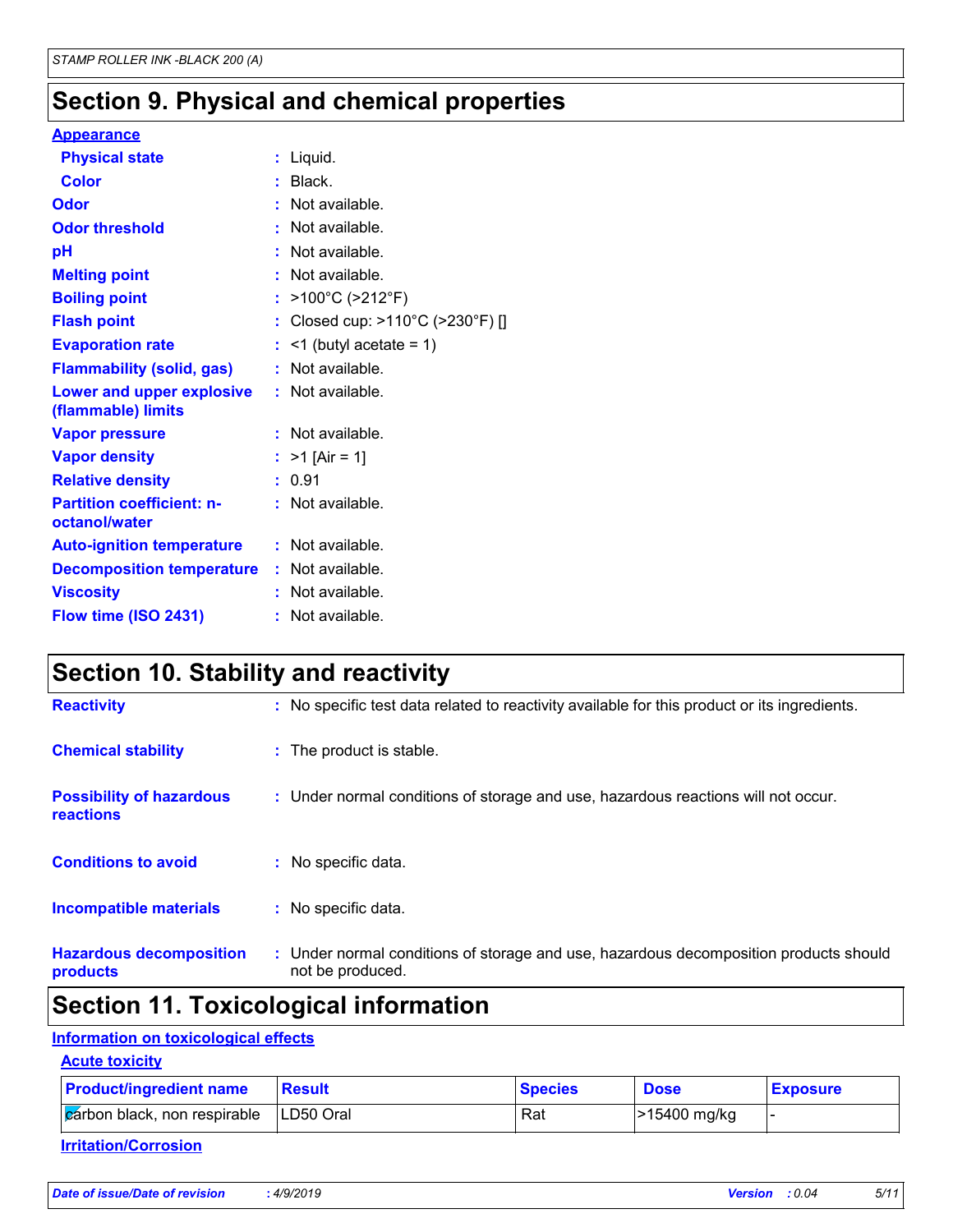# Section 9. Physical and chemical properties

**Appearance**

| | | |
|---|---|---|
| **Physical state** | : | Liquid. |
| **Color** | : | Black. |
| **Odor** | : | Not available. |
| **Odor threshold** | : | Not available. |
| **pH** | : | Not available. |
| **Melting point** | : | Not available. |
| **Boiling point** | : | >100°C (>212°F) |
| **Flash point** | : | Closed cup: >110°C (>230°F) [] |
| **Evaporation rate** | : | <1 (butyl acetate = 1) |
| **Flammability (solid, gas)** | : | Not available. |
| **Lower and upper explosive (flammable) limits** | : | Not available. |
| **Vapor pressure** | : | Not available. |
| **Vapor density** | : | >1 [Air = 1] |
| **Relative density** | : | 0.91 |
| **Partition coefficient: n-octanol/water** | : | Not available. |
| **Auto-ignition temperature** | : | Not available. |
| **Decomposition temperature** | : | Not available. |
| **Viscosity** | : | Not available. |
| **Flow time (ISO 2431)** | : | Not available. |

# Section 10. Stability and reactivity

| | | |
|---|---|---|
| **Reactivity** | : | No specific test data related to reactivity available for this product or its ingredients. |
| **Chemical stability** | : | The product is stable. |
| **Possibility of hazardous reactions** | : | Under normal conditions of storage and use, hazardous reactions will not occur. |
| **Conditions to avoid** | : | No specific data. |
| **Incompatible materials** | : | No specific data. |
| **Hazardous decomposition products** | : | Under normal conditions of storage and use, hazardous decomposition products should not be produced. |

# Section 11. Toxicological information

**Information on toxicological effects**

**Acute toxicity**

| Product/ingredient name | Result | Species | Dose | Exposure |
|---|---|---|---|---|
| carbon black, non respirable | LD50 Oral | Rat | >15400 mg/kg | - |

**Irritation/Corrosion**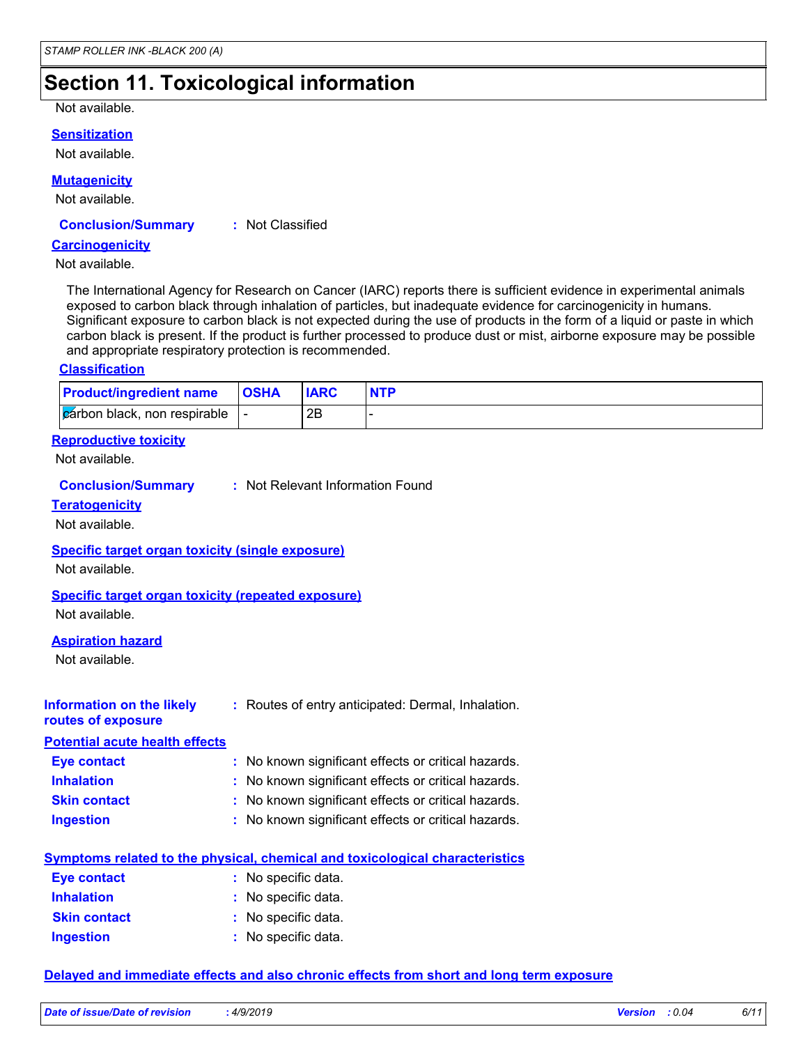## Section 11. Toxicological information

Not available.

**Sensitization**

Not available.

**Mutagenicity**

Not available.

**Conclusion/Summary** : Not Classified

**Carcinogenicity**

Not available.

The International Agency for Research on Cancer (IARC) reports there is sufficient evidence in experimental animals exposed to carbon black through inhalation of particles, but inadequate evidence for carcinogenicity in humans. Significant exposure to carbon black is not expected during the use of products in the form of a liquid or paste in which carbon black is present. If the product is further processed to produce dust or mist, airborne exposure may be possible and appropriate respiratory protection is recommended.

**Classification**

| Product/ingredient name | OSHA | IARC | NTP |
|---|---|---|---|
| carbon black, non respirable | - | 2B | - |

**Reproductive toxicity**

Not available.

**Conclusion/Summary** : Not Relevant Information Found

**Teratogenicity**

Not available.

**Specific target organ toxicity (single exposure)**

Not available.

**Specific target organ toxicity (repeated exposure)**

Not available.

**Aspiration hazard**

Not available.

**Information on the likely routes of exposure** : Routes of entry anticipated: Dermal, Inhalation.

**Potential acute health effects**

- **Eye contact** : No known significant effects or critical hazards.
- **Inhalation** : No known significant effects or critical hazards.
- **Skin contact** : No known significant effects or critical hazards.
- **Ingestion** : No known significant effects or critical hazards.

**Symptoms related to the physical, chemical and toxicological characteristics**

- **Eye contact** : No specific data.
- **Inhalation** : No specific data.
- **Skin contact** : No specific data.
- **Ingestion** : No specific data.

**Delayed and immediate effects and also chronic effects from short and long term exposure**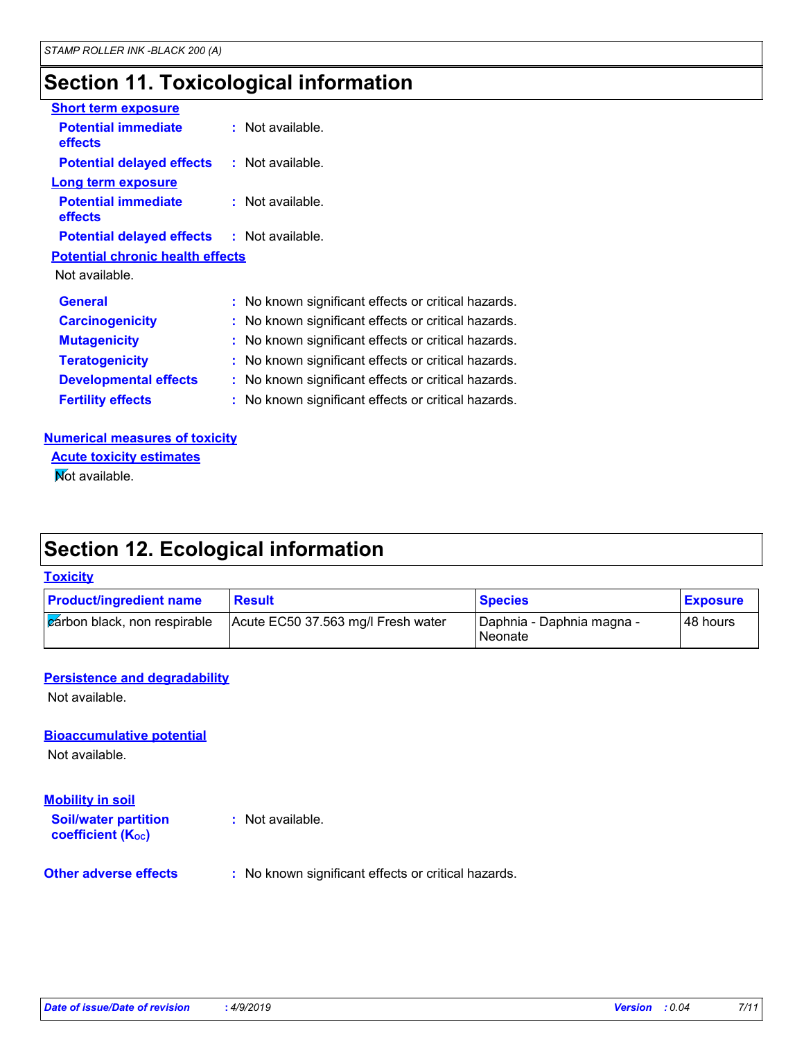## Section 11. Toxicological information

**Short term exposure**

**Potential immediate effects** : Not available.

**Potential delayed effects** : Not available.

**Long term exposure**

**Potential immediate effects** : Not available.

**Potential delayed effects** : Not available.

**Potential chronic health effects**

Not available.

**General** : No known significant effects or critical hazards.

**Carcinogenicity** : No known significant effects or critical hazards.

**Mutagenicity** : No known significant effects or critical hazards.

**Teratogenicity** : No known significant effects or critical hazards.

**Developmental effects** : No known significant effects or critical hazards.

**Fertility effects** : No known significant effects or critical hazards.

**Numerical measures of toxicity**

**Acute toxicity estimates**

Not available.

## Section 12. Ecological information

**Toxicity**

| Product/ingredient name | Result | Species | Exposure |
| --- | --- | --- | --- |
| carbon black, non respirable | Acute EC50 37.563 mg/l Fresh water | Daphnia - Daphnia magna - Neonate | 48 hours |

**Persistence and degradability**

Not available.

**Bioaccumulative potential**

Not available.

**Mobility in soil**

**Soil/water partition coefficient ($K_{OC}$)** : Not available.

**Other adverse effects** : No known significant effects or critical hazards.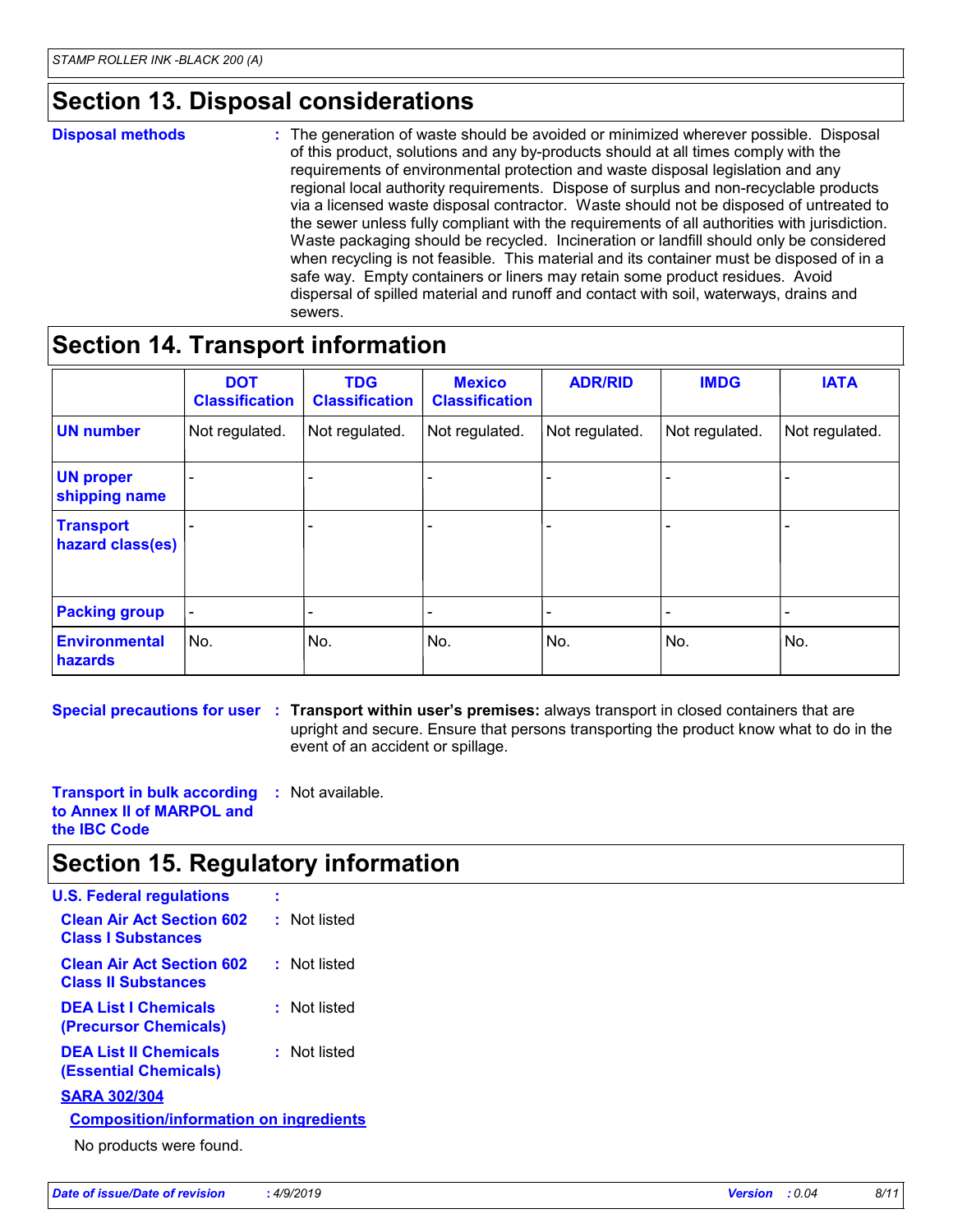## Section 13. Disposal considerations

**Disposal methods** : The generation of waste should be avoided or minimized wherever possible. Disposal of this product, solutions and any by-products should at all times comply with the requirements of environmental protection and waste disposal legislation and any regional local authority requirements. Dispose of surplus and non-recyclable products via a licensed waste disposal contractor. Waste should not be disposed of untreated to the sewer unless fully compliant with the requirements of all authorities with jurisdiction. Waste packaging should be recycled. Incineration or landfill should only be considered when recycling is not feasible. This material and its container must be disposed of in a safe way. Empty containers or liners may retain some product residues. Avoid dispersal of spilled material and runoff and contact with soil, waterways, drains and sewers.

## Section 14. Transport information

| | DOT Classification | TDG Classification | Mexico Classification | ADR/RID | IMDG | IATA |
|---|---|---|---|---|---|---|
| **UN number** | Not regulated. | Not regulated. | Not regulated. | Not regulated. | Not regulated. | Not regulated. |
| **UN proper shipping name** | - | - | - | - | - | - |
| **Transport hazard class(es)** | - | - | - | - | - | - |
| **Packing group** | - | - | - | - | - | - |
| **Environmental hazards** | No. | No. | No. | No. | No. | No. |

**Special precautions for user** : **Transport within user's premises:** always transport in closed containers that are upright and secure. Ensure that persons transporting the product know what to do in the event of an accident or spillage.

**Transport in bulk according to Annex II of MARPOL and the IBC Code** : Not available.

## Section 15. Regulatory information

**U.S. Federal regulations** :

**Clean Air Act Section 602 Class I Substances** : Not listed

**Clean Air Act Section 602 Class II Substances** : Not listed

**DEA List I Chemicals (Precursor Chemicals)** : Not listed

**DEA List II Chemicals (Essential Chemicals)** : Not listed

**SARA 302/304**

**Composition/information on ingredients**

No products were found.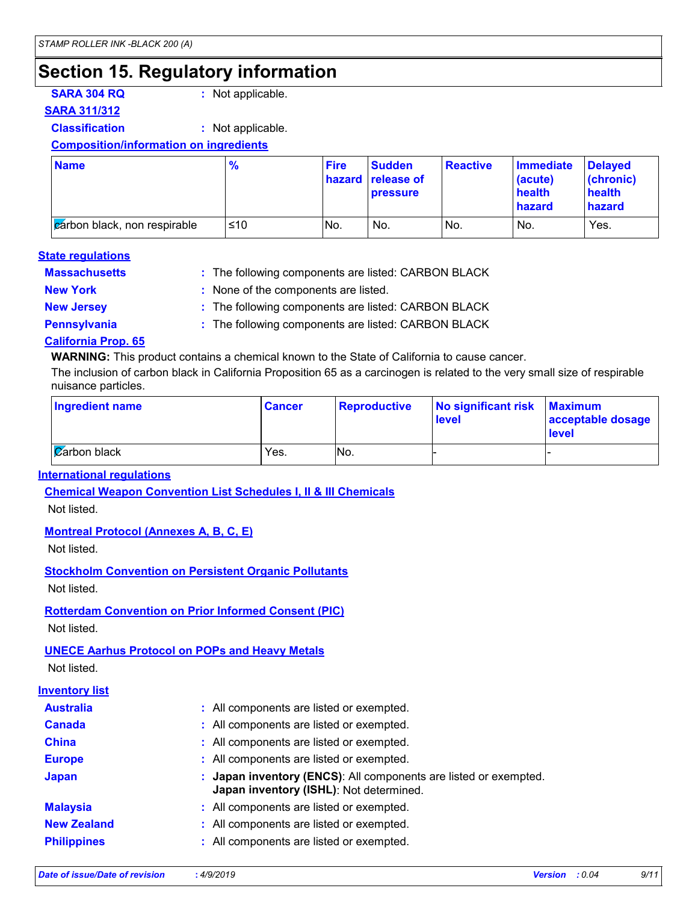# Section 15. Regulatory information

**SARA 304 RQ** : Not applicable.

**SARA 311/312**

**Classification** : Not applicable.

**Composition/information on ingredients**

| Name | % | Fire hazard | Sudden release of pressure | Reactive | Immediate (acute) health hazard | Delayed (chronic) health hazard |
|---|---|---|---|---|---|---|
| carbon black, non respirable | ≤10 | No. | No. | No. | No. | Yes. |

**State regulations**

**Massachusetts** : The following components are listed: CARBON BLACK

**New York** : None of the components are listed.

**New Jersey** : The following components are listed: CARBON BLACK

**Pennsylvania** : The following components are listed: CARBON BLACK

**California Prop. 65**

**WARNING:** This product contains a chemical known to the State of California to cause cancer.

The inclusion of carbon black in California Proposition 65 as a carcinogen is related to the very small size of respirable nuisance particles.

| Ingredient name | Cancer | Reproductive | No significant risk level | Maximum acceptable dosage level |
|---|---|---|---|---|
| Carbon black | Yes. | No. | - | - |

**International regulations**

**Chemical Weapon Convention List Schedules I, II & III Chemicals**

Not listed.

**Montreal Protocol (Annexes A, B, C, E)**

Not listed.

**Stockholm Convention on Persistent Organic Pollutants**

Not listed.

**Rotterdam Convention on Prior Informed Consent (PIC)**

Not listed.

**UNECE Aarhus Protocol on POPs and Heavy Metals**

Not listed.

**Inventory list**

**Australia** : All components are listed or exempted.

**Canada** : All components are listed or exempted.

**China** : All components are listed or exempted.

**Europe** : All components are listed or exempted.

**Japan** : **Japan inventory (ENCS)**: All components are listed or exempted.
**Japan inventory (ISHL)**: Not determined.

**Malaysia** : All components are listed or exempted.

**New Zealand** : All components are listed or exempted.

**Philippines** : All components are listed or exempted.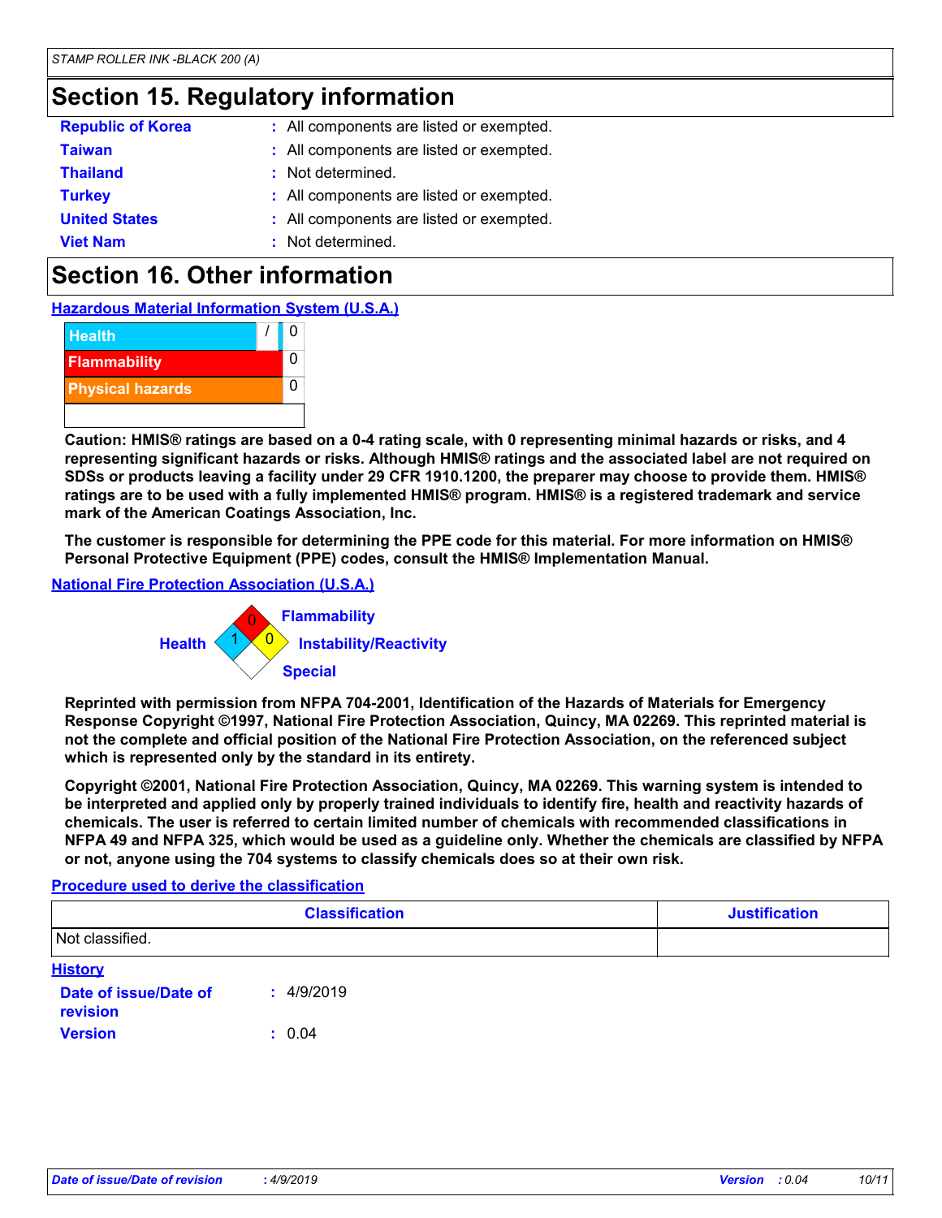## Section 15. Regulatory information

| | |
|---|---|
| **Republic of Korea** | : All components are listed or exempted. |
| **Taiwan** | : All components are listed or exempted. |
| **Thailand** | : Not determined. |
| **Turkey** | : All components are listed or exempted. |
| **United States** | : All components are listed or exempted. |
| **Viet Nam** | : Not determined. |

## Section 16. Other information

**Hazardous Material Information System (U.S.A.)**

| | |
|---|---|
| Health | / 0 |
| Flammability | 0 |
| Physical hazards | 0 |
| | |

**Caution: HMIS® ratings are based on a 0-4 rating scale, with 0 representing minimal hazards or risks, and 4 representing significant hazards or risks. Although HMIS® ratings and the associated label are not required on SDSs or products leaving a facility under 29 CFR 1910.1200, the preparer may choose to provide them. HMIS® ratings are to be used with a fully implemented HMIS® program. HMIS® is a registered trademark and service mark of the American Coatings Association, Inc.**

**The customer is responsible for determining the PPE code for this material. For more information on HMIS® Personal Protective Equipment (PPE) codes, consult the HMIS® Implementation Manual.**

**National Fire Protection Association (U.S.A.)**

- Flammability: 0
- Health: 1
- Instability/Reactivity: 0
- Special:

**Reprinted with permission from NFPA 704-2001, Identification of the Hazards of Materials for Emergency Response Copyright ©1997, National Fire Protection Association, Quincy, MA 02269. This reprinted material is not the complete and official position of the National Fire Protection Association, on the referenced subject which is represented only by the standard in its entirety.**

**Copyright ©2001, National Fire Protection Association, Quincy, MA 02269. This warning system is intended to be interpreted and applied only by properly trained individuals to identify fire, health and reactivity hazards of chemicals. The user is referred to certain limited number of chemicals with recommended classifications in NFPA 49 and NFPA 325, which would be used as a guideline only. Whether the chemicals are classified by NFPA or not, anyone using the 704 systems to classify chemicals does so at their own risk.**

**Procedure used to derive the classification**

| Classification | Justification |
|---|---|
| Not classified. | |

**History**

| | |
|---|---|
| **Date of issue/Date of revision** | : 4/9/2019 |
| **Version** | : 0.04 |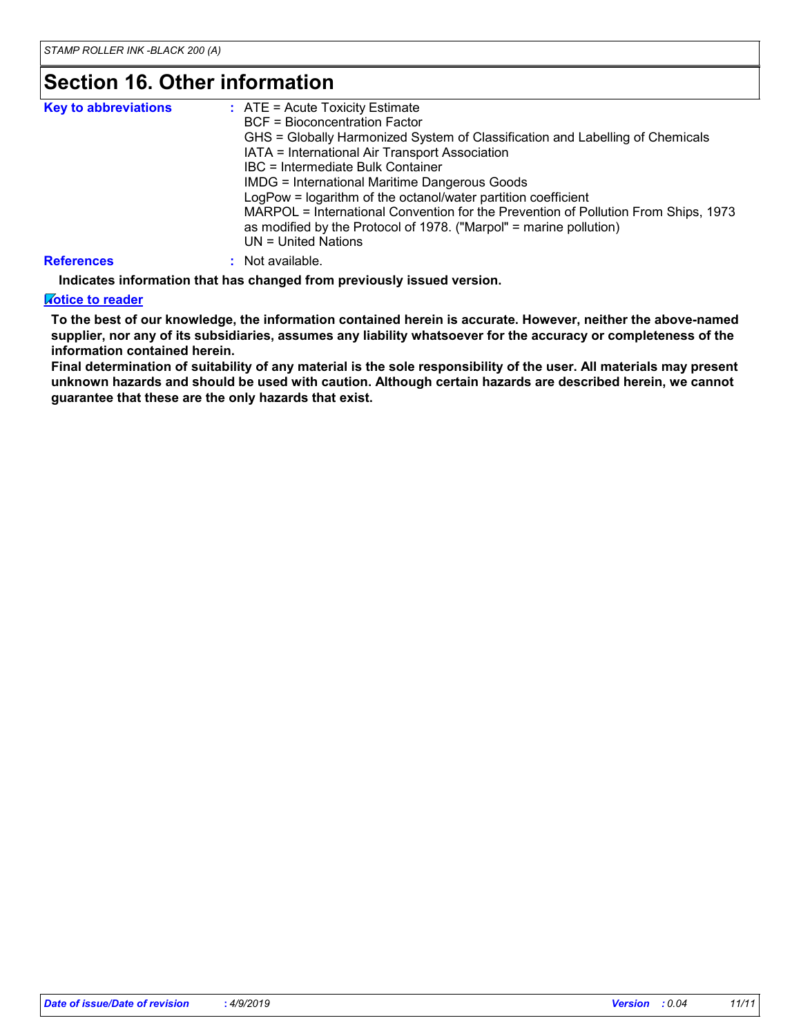# Section 16. Other information

**Key to abbreviations** : ATE = Acute Toxicity Estimate
BCF = Bioconcentration Factor
GHS = Globally Harmonized System of Classification and Labelling of Chemicals
IATA = International Air Transport Association
IBC = Intermediate Bulk Container
IMDG = International Maritime Dangerous Goods
LogPow = logarithm of the octanol/water partition coefficient
MARPOL = International Convention for the Prevention of Pollution From Ships, 1973 as modified by the Protocol of 1978. ("Marpol" = marine pollution)
UN = United Nations

**References** : Not available.

**Indicates information that has changed from previously issued version.**

**Notice to reader**

**To the best of our knowledge, the information contained herein is accurate. However, neither the above-named supplier, nor any of its subsidiaries, assumes any liability whatsoever for the accuracy or completeness of the information contained herein.**

**Final determination of suitability of any material is the sole responsibility of the user. All materials may present unknown hazards and should be used with caution. Although certain hazards are described herein, we cannot guarantee that these are the only hazards that exist.**